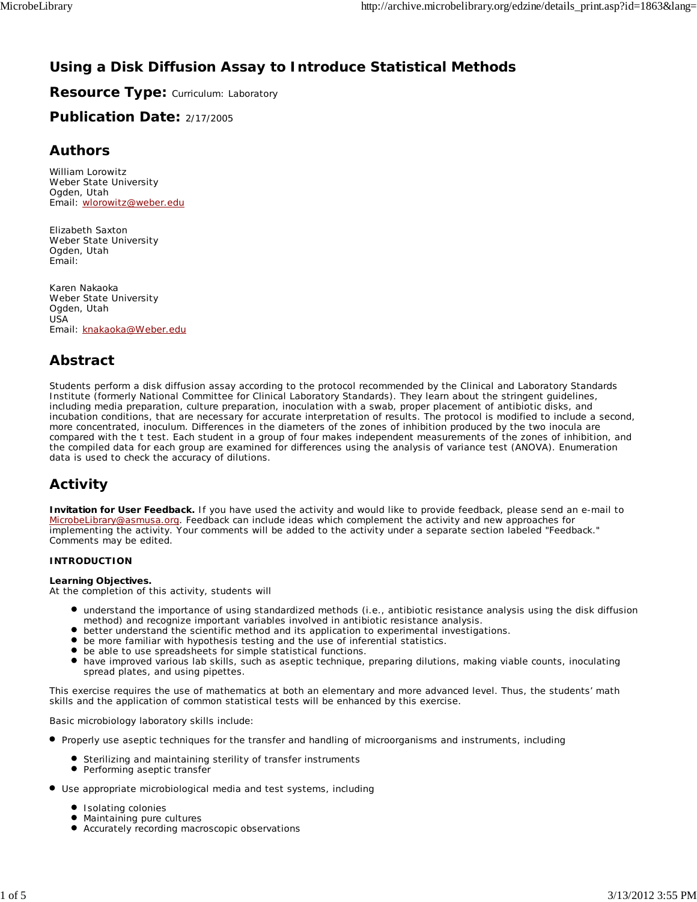# Using a Disk Diffusion Assay to Introduce Statistical Methods

## Resource Type: Curriculum: Laboratory

## Publication Date: 2/17/2005

## Authors

William Lorowitz
Weber State University
Ogden, Utah
Email: wlorowitz@weber.edu

Elizabeth Saxton
Weber State University
Ogden, Utah
Email:

Karen Nakaoka
Weber State University
Ogden, Utah
USA
Email: knakaoka@Weber.edu

## Abstract

Students perform a disk diffusion assay according to the protocol recommended by the Clinical and Laboratory Standards Institute (formerly National Committee for Clinical Laboratory Standards). They learn about the stringent guidelines, including media preparation, culture preparation, inoculation with a swab, proper placement of antibiotic disks, and incubation conditions, that are necessary for accurate interpretation of results. The protocol is modified to include a second, more concentrated, inoculum. Differences in the diameters of the zones of inhibition produced by the two inocula are compared with the t test. Each student in a group of four makes independent measurements of the zones of inhibition, and the compiled data for each group are examined for differences using the analysis of variance test (ANOVA). Enumeration data is used to check the accuracy of dilutions.

## Activity

**Invitation for User Feedback.** If you have used the activity and would like to provide feedback, please send an e-mail to MicrobeLibrary@asmusa.org. Feedback can include ideas which complement the activity and new approaches for implementing the activity. Your comments will be added to the activity under a separate section labeled "Feedback." Comments may be edited.

**INTRODUCTION**

**Learning Objectives.**
At the completion of this activity, students will

- understand the importance of using standardized methods (i.e., antibiotic resistance analysis using the disk diffusion method) and recognize important variables involved in antibiotic resistance analysis.
- better understand the scientific method and its application to experimental investigations.
- be more familiar with hypothesis testing and the use of inferential statistics.
- be able to use spreadsheets for simple statistical functions.
- have improved various lab skills, such as aseptic technique, preparing dilutions, making viable counts, inoculating spread plates, and using pipettes.

This exercise requires the use of mathematics at both an elementary and more advanced level. Thus, the students' math skills and the application of common statistical tests will be enhanced by this exercise.

Basic microbiology laboratory skills include:

- Properly use aseptic techniques for the transfer and handling of microorganisms and instruments, including
  - Sterilizing and maintaining sterility of transfer instruments
  - Performing aseptic transfer
- Use appropriate microbiological media and test systems, including
  - Isolating colonies
  - Maintaining pure cultures
  - Accurately recording macroscopic observations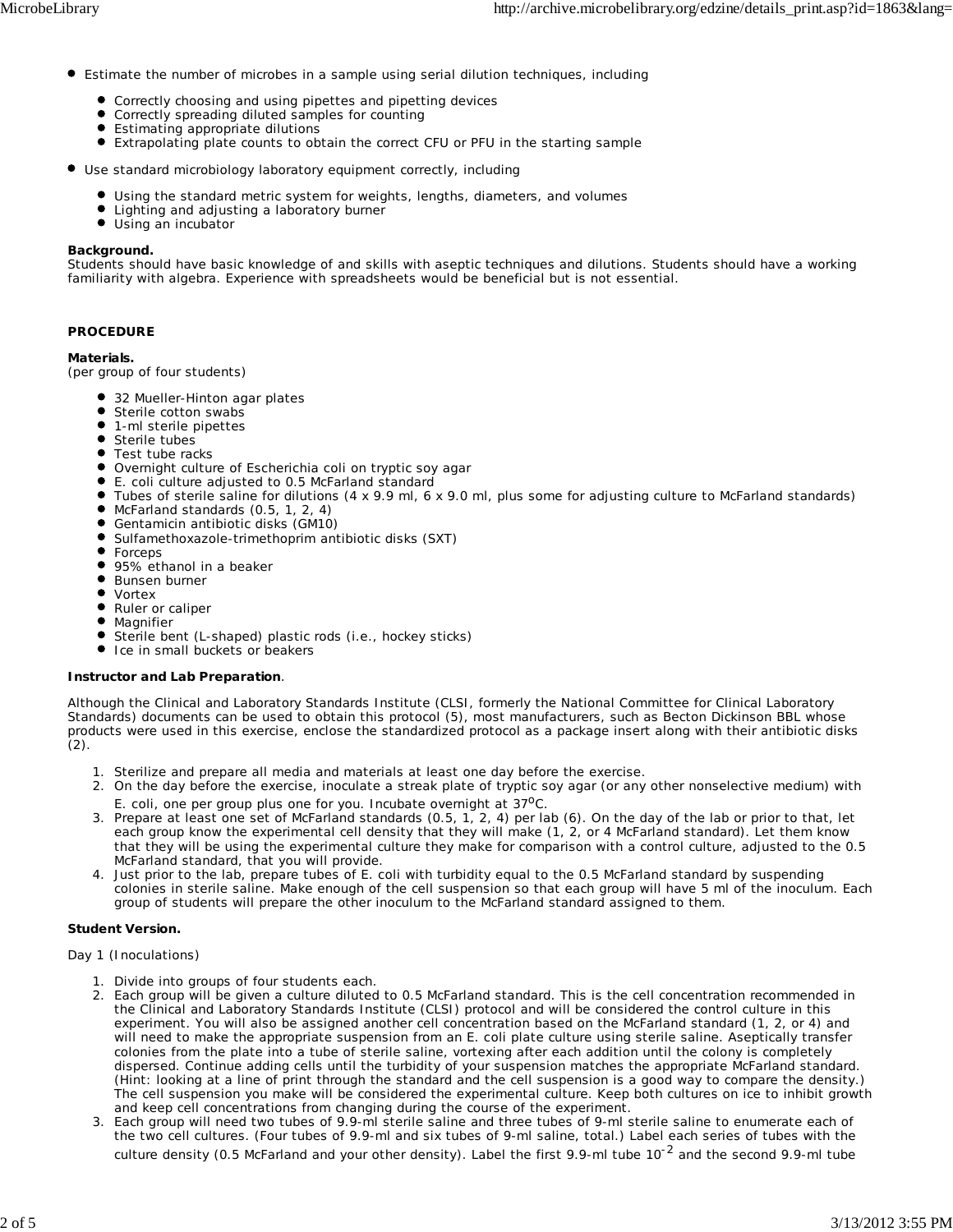- Estimate the number of microbes in a sample using serial dilution techniques, including
  - Correctly choosing and using pipettes and pipetting devices
  - Correctly spreading diluted samples for counting
  - Estimating appropriate dilutions
  - Extrapolating plate counts to obtain the correct CFU or PFU in the starting sample
- Use standard microbiology laboratory equipment correctly, including
  - Using the standard metric system for weights, lengths, diameters, and volumes
  - Lighting and adjusting a laboratory burner
  - Using an incubator

**Background.**
Students should have basic knowledge of and skills with aseptic techniques and dilutions. Students should have a working familiarity with algebra. Experience with spreadsheets would be beneficial but is not essential.

## PROCEDURE

**Materials.**
(per group of four students)

- 32 Mueller-Hinton agar plates
- Sterile cotton swabs
- 1-ml sterile pipettes
- Sterile tubes
- Test tube racks
- Overnight culture of Escherichia coli on tryptic soy agar
- E. coli culture adjusted to 0.5 McFarland standard
- Tubes of sterile saline for dilutions (4 x 9.9 ml, 6 x 9.0 ml, plus some for adjusting culture to McFarland standards)
- McFarland standards (0.5, 1, 2, 4)
- Gentamicin antibiotic disks (GM10)
- Sulfamethoxazole-trimethoprim antibiotic disks (SXT)
- Forceps
- 95% ethanol in a beaker
- Bunsen burner
- Vortex
- Ruler or caliper
- Magnifier
- Sterile bent (L-shaped) plastic rods (i.e., hockey sticks)
- Ice in small buckets or beakers

**Instructor and Lab Preparation**.

Although the Clinical and Laboratory Standards Institute (CLSI, formerly the National Committee for Clinical Laboratory Standards) documents can be used to obtain this protocol (5), most manufacturers, such as Becton Dickinson BBL whose products were used in this exercise, enclose the standardized protocol as a package insert along with their antibiotic disks (2).

1. Sterilize and prepare all media and materials at least one day before the exercise.
2. On the day before the exercise, inoculate a streak plate of tryptic soy agar (or any other nonselective medium) with E. coli, one per group plus one for you. Incubate overnight at 37°C.
3. Prepare at least one set of McFarland standards (0.5, 1, 2, 4) per lab (6). On the day of the lab or prior to that, let each group know the experimental cell density that they will make (1, 2, or 4 McFarland standard). Let them know that they will be using the experimental culture they make for comparison with a control culture, adjusted to the 0.5 McFarland standard, that you will provide.
4. Just prior to the lab, prepare tubes of E. coli with turbidity equal to the 0.5 McFarland standard by suspending colonies in sterile saline. Make enough of the cell suspension so that each group will have 5 ml of the inoculum. Each group of students will prepare the other inoculum to the McFarland standard assigned to them.

**Student Version.**

Day 1 (Inoculations)

1. Divide into groups of four students each.
2. Each group will be given a culture diluted to 0.5 McFarland standard. This is the cell concentration recommended in the Clinical and Laboratory Standards Institute (CLSI) protocol and will be considered the control culture in this experiment. You will also be assigned another cell concentration based on the McFarland standard (1, 2, or 4) and will need to make the appropriate suspension from an E. coli plate culture using sterile saline. Aseptically transfer colonies from the plate into a tube of sterile saline, vortexing after each addition until the colony is completely dispersed. Continue adding cells until the turbidity of your suspension matches the appropriate McFarland standard. (Hint: looking at a line of print through the standard and the cell suspension is a good way to compare the density.) The cell suspension you make will be considered the experimental culture. Keep both cultures on ice to inhibit growth and keep cell concentrations from changing during the course of the experiment.
3. Each group will need two tubes of 9.9-ml sterile saline and three tubes of 9-ml sterile saline to enumerate each of the two cell cultures. (Four tubes of 9.9-ml and six tubes of 9-ml saline, total.) Label each series of tubes with the culture density (0.5 McFarland and your other density). Label the first 9.9-ml tube $10^{-2}$ and the second 9.9-ml tube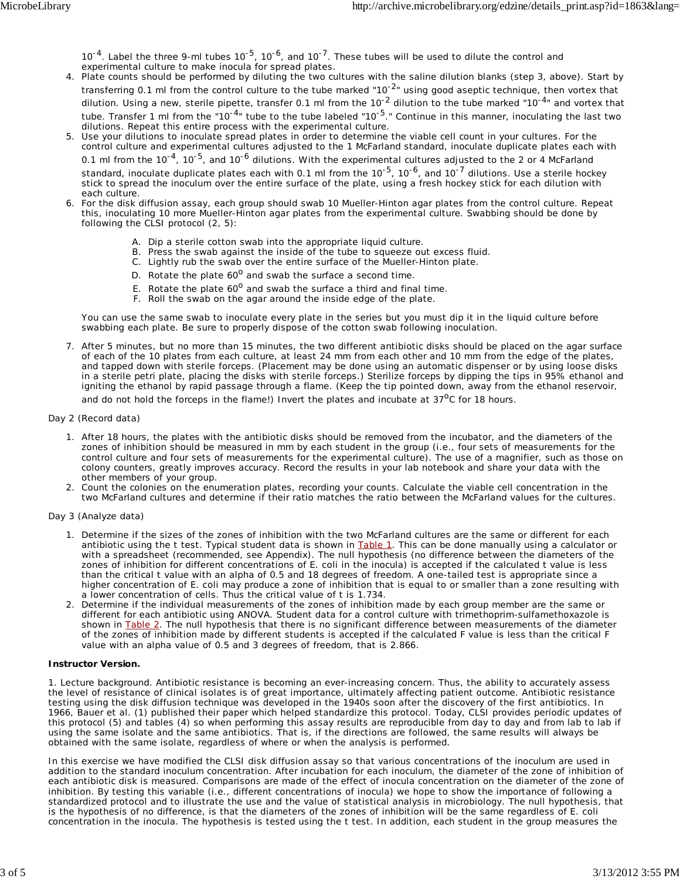$10^{-4}$. Label the three 9-ml tubes $10^{-5}$, $10^{-6}$, and $10^{-7}$. These tubes will be used to dilute the control and experimental culture to make inocula for spread plates.

4. Plate counts should be performed by diluting the two cultures with the saline dilution blanks (step 3, above). Start by transferring 0.1 ml from the control culture to the tube marked "$10^{-2}$" using good aseptic technique, then vortex that dilution. Using a new, sterile pipette, transfer 0.1 ml from the $10^{-2}$ dilution to the tube marked "$10^{-4}$" and vortex that tube. Transfer 1 ml from the "$10^{-4}$" tube to the tube labeled "$10^{-5}$." Continue in this manner, inoculating the last two dilutions. Repeat this entire process with the experimental culture.
5. Use your dilutions to inoculate spread plates in order to determine the viable cell count in your cultures. For the control culture and experimental cultures adjusted to the 1 McFarland standard, inoculate duplicate plates each with 0.1 ml from the $10^{-4}$, $10^{-5}$, and $10^{-6}$ dilutions. With the experimental cultures adjusted to the 2 or 4 McFarland standard, inoculate duplicate plates each with 0.1 ml from the $10^{-5}$, $10^{-6}$, and $10^{-7}$ dilutions. Use a sterile hockey stick to spread the inoculum over the entire surface of the plate, using a fresh hockey stick for each dilution with each culture.
6. For the disk diffusion assay, each group should swab 10 Mueller-Hinton agar plates from the control culture. Repeat this, inoculating 10 more Mueller-Hinton agar plates from the experimental culture. Swabbing should be done by following the CLSI protocol (2, 5):

   A. Dip a sterile cotton swab into the appropriate liquid culture.
   B. Press the swab against the inside of the tube to squeeze out excess fluid.
   C. Lightly rub the swab over the entire surface of the Mueller-Hinton plate.
   D. Rotate the plate 60$^o$ and swab the surface a second time.
   E. Rotate the plate 60$^o$ and swab the surface a third and final time.
   F. Roll the swab on the agar around the inside edge of the plate.

   You can use the same swab to inoculate every plate in the series but you must dip it in the liquid culture before swabbing each plate. Be sure to properly dispose of the cotton swab following inoculation.

7. After 5 minutes, but no more than 15 minutes, the two different antibiotic disks should be placed on the agar surface of each of the 10 plates from each culture, at least 24 mm from each other and 10 mm from the edge of the plates, and tapped down with sterile forceps. (Placement may be done using an automatic dispenser or by using loose disks in a sterile petri plate, placing the disks with sterile forceps.) Sterilize forceps by dipping the tips in 95% ethanol and igniting the ethanol by rapid passage through a flame. (Keep the tip pointed down, away from the ethanol reservoir, and do not hold the forceps in the flame!) Invert the plates and incubate at 37$^o$C for 18 hours.

Day 2 (Record data)

1. After 18 hours, the plates with the antibiotic disks should be removed from the incubator, and the diameters of the zones of inhibition should be measured in mm by each student in the group (i.e., four sets of measurements for the control culture and four sets of measurements for the experimental culture). The use of a magnifier, such as those on colony counters, greatly improves accuracy. Record the results in your lab notebook and share your data with the other members of your group.
2. Count the colonies on the enumeration plates, recording your counts. Calculate the viable cell concentration in the two McFarland cultures and determine if their ratio matches the ratio between the McFarland values for the cultures.

Day 3 (Analyze data)

1. Determine if the sizes of the zones of inhibition with the two McFarland cultures are the same or different for each antibiotic using the t test. Typical student data is shown in Table 1. This can be done manually using a calculator or with a spreadsheet (recommended, see Appendix). The null hypothesis (no difference between the diameters of the zones of inhibition for different concentrations of E. coli in the inocula) is accepted if the calculated t value is less than the critical t value with an alpha of 0.5 and 18 degrees of freedom. A one-tailed test is appropriate since a higher concentration of E. coli may produce a zone of inhibition that is equal to or smaller than a zone resulting with a lower concentration of cells. Thus the critical value of t is 1.734.
2. Determine if the individual measurements of the zones of inhibition made by each group member are the same or different for each antibiotic using ANOVA. Student data for a control culture with trimethoprim-sulfamethoxazole is shown in Table 2. The null hypothesis that there is no significant difference between measurements of the diameter of the zones of inhibition made by different students is accepted if the calculated F value is less than the critical F value with an alpha value of 0.5 and 3 degrees of freedom, that is 2.866.

**Instructor Version.**

1. Lecture background. Antibiotic resistance is becoming an ever-increasing concern. Thus, the ability to accurately assess the level of resistance of clinical isolates is of great importance, ultimately affecting patient outcome. Antibiotic resistance testing using the disk diffusion technique was developed in the 1940s soon after the discovery of the first antibiotics. In 1966, Bauer et al. (1) published their paper which helped standardize this protocol. Today, CLSI provides periodic updates of this protocol (5) and tables (4) so when performing this assay results are reproducible from day to day and from lab to lab if using the same isolate and the same antibiotics. That is, if the directions are followed, the same results will always be obtained with the same isolate, regardless of where or when the analysis is performed.

In this exercise we have modified the CLSI disk diffusion assay so that various concentrations of the inoculum are used in addition to the standard inoculum concentration. After incubation for each inoculum, the diameter of the zone of inhibition of each antibiotic disk is measured. Comparisons are made of the effect of inocula concentration on the diameter of the zone of inhibition. By testing this variable (i.e., different concentrations of inocula) we hope to show the importance of following a standardized protocol and to illustrate the use and the value of statistical analysis in microbiology. The null hypothesis, that is the hypothesis of no difference, is that the diameters of the zones of inhibition will be the same regardless of E. coli concentration in the inocula. The hypothesis is tested using the t test. In addition, each student in the group measures the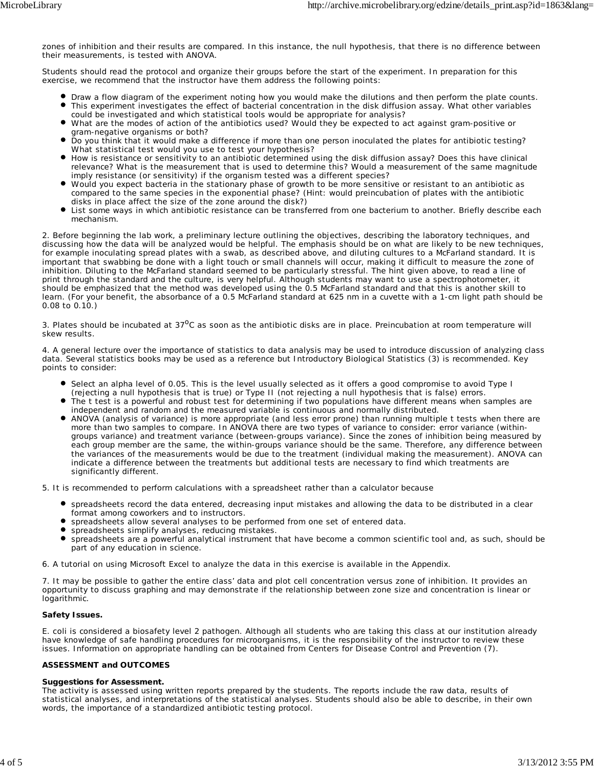zones of inhibition and their results are compared. In this instance, the null hypothesis, that there is no difference between their measurements, is tested with ANOVA.

Students should read the protocol and organize their groups before the start of the experiment. In preparation for this exercise, we recommend that the instructor have them address the following points:

- Draw a flow diagram of the experiment noting how you would make the dilutions and then perform the plate counts.
- This experiment investigates the effect of bacterial concentration in the disk diffusion assay. What other variables could be investigated and which statistical tools would be appropriate for analysis?
- What are the modes of action of the antibiotics used? Would they be expected to act against gram-positive or gram-negative organisms or both?
- Do you think that it would make a difference if more than one person inoculated the plates for antibiotic testing? What statistical test would you use to test your hypothesis?
- How is resistance or sensitivity to an antibiotic determined using the disk diffusion assay? Does this have clinical relevance? What is the measurement that is used to determine this? Would a measurement of the same magnitude imply resistance (or sensitivity) if the organism tested was a different species?
- Would you expect bacteria in the stationary phase of growth to be more sensitive or resistant to an antibiotic as compared to the same species in the exponential phase? (Hint: would preincubation of plates with the antibiotic disks in place affect the size of the zone around the disk?)
- List some ways in which antibiotic resistance can be transferred from one bacterium to another. Briefly describe each mechanism.

2. Before beginning the lab work, a preliminary lecture outlining the objectives, describing the laboratory techniques, and discussing how the data will be analyzed would be helpful. The emphasis should be on what are likely to be new techniques, for example inoculating spread plates with a swab, as described above, and diluting cultures to a McFarland standard. It is important that swabbing be done with a light touch or small channels will occur, making it difficult to measure the zone of inhibition. Diluting to the McFarland standard seemed to be particularly stressful. The hint given above, to read a line of print through the standard and the culture, is very helpful. Although students may want to use a spectrophotometer, it should be emphasized that the method was developed using the 0.5 McFarland standard and that this is another skill to learn. (For your benefit, the absorbance of a 0.5 McFarland standard at 625 nm in a cuvette with a 1-cm light path should be 0.08 to 0.10.)

3. Plates should be incubated at 37$^{o}$C as soon as the antibiotic disks are in place. Preincubation at room temperature will skew results.

4. A general lecture over the importance of statistics to data analysis may be used to introduce discussion of analyzing class data. Several statistics books may be used as a reference but Introductory Biological Statistics (3) is recommended. Key points to consider:

- Select an alpha level of 0.05. This is the level usually selected as it offers a good compromise to avoid Type I (rejecting a null hypothesis that is true) or Type II (not rejecting a null hypothesis that is false) errors.
- The t test is a powerful and robust test for determining if two populations have different means when samples are independent and random and the measured variable is continuous and normally distributed.
- ANOVA (analysis of variance) is more appropriate (and less error prone) than running multiple t tests when there are more than two samples to compare. In ANOVA there are two types of variance to consider: error variance (within-groups variance) and treatment variance (between-groups variance). Since the zones of inhibition being measured by each group member are the same, the within-groups variance should be the same. Therefore, any difference between the variances of the measurements would be due to the treatment (individual making the measurement). ANOVA can indicate a difference between the treatments but additional tests are necessary to find which treatments are significantly different.

5. It is recommended to perform calculations with a spreadsheet rather than a calculator because

- spreadsheets record the data entered, decreasing input mistakes and allowing the data to be distributed in a clear format among coworkers and to instructors.
- spreadsheets allow several analyses to be performed from one set of entered data.
- spreadsheets simplify analyses, reducing mistakes.
- spreadsheets are a powerful analytical instrument that have become a common scientific tool and, as such, should be part of any education in science.

6. A tutorial on using Microsoft Excel to analyze the data in this exercise is available in the Appendix.

7. It may be possible to gather the entire class' data and plot cell concentration versus zone of inhibition. It provides an opportunity to discuss graphing and may demonstrate if the relationship between zone size and concentration is linear or logarithmic.

**Safety Issues.**

E. coli is considered a biosafety level 2 pathogen. Although all students who are taking this class at our institution already have knowledge of safe handling procedures for microorganisms, it is the responsibility of the instructor to review these issues. Information on appropriate handling can be obtained from Centers for Disease Control and Prevention (7).

**ASSESSMENT and OUTCOMES**

**Suggestions for Assessment.**
The activity is assessed using written reports prepared by the students. The reports include the raw data, results of statistical analyses, and interpretations of the statistical analyses. Students should also be able to describe, in their own words, the importance of a standardized antibiotic testing protocol.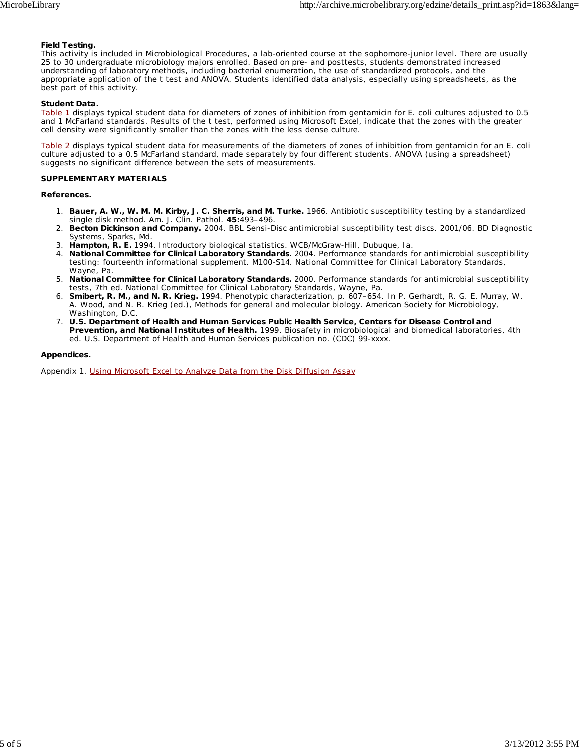**Field Testing.**
This activity is included in Microbiological Procedures, a lab-oriented course at the sophomore-junior level. There are usually 25 to 30 undergraduate microbiology majors enrolled. Based on pre- and posttests, students demonstrated increased understanding of laboratory methods, including bacterial enumeration, the use of standardized protocols, and the appropriate application of the t test and ANOVA. Students identified data analysis, especially using spreadsheets, as the best part of this activity.

**Student Data.**
Table 1 displays typical student data for diameters of zones of inhibition from gentamicin for E. coli cultures adjusted to 0.5 and 1 McFarland standards. Results of the t test, performed using Microsoft Excel, indicate that the zones with the greater cell density were significantly smaller than the zones with the less dense culture.

Table 2 displays typical student data for measurements of the diameters of zones of inhibition from gentamicin for an E. coli culture adjusted to a 0.5 McFarland standard, made separately by four different students. ANOVA (using a spreadsheet) suggests no significant difference between the sets of measurements.

**SUPPLEMENTARY MATERIALS**

**References.**

1. **Bauer, A. W., W. M. M. Kirby, J. C. Sherris, and M. Turke.** 1966. Antibiotic susceptibility testing by a standardized single disk method. Am. J. Clin. Pathol. **45:**493–496.
2. **Becton Dickinson and Company.** 2004. BBL Sensi-Disc antimicrobial susceptibility test discs. 2001/06. BD Diagnostic Systems, Sparks, Md.
3. **Hampton, R. E.** 1994. Introductory biological statistics. WCB/McGraw-Hill, Dubuque, Ia.
4. **National Committee for Clinical Laboratory Standards.** 2004. Performance standards for antimicrobial susceptibility testing: fourteenth informational supplement. M100-S14. National Committee for Clinical Laboratory Standards, Wayne, Pa.
5. **National Committee for Clinical Laboratory Standards.** 2000. Performance standards for antimicrobial susceptibility tests, 7th ed. National Committee for Clinical Laboratory Standards, Wayne, Pa.
6. **Smibert, R. M., and N. R. Krieg.** 1994. Phenotypic characterization, p. 607–654. In P. Gerhardt, R. G. E. Murray, W. A. Wood, and N. R. Krieg (ed.), Methods for general and molecular biology. American Society for Microbiology, Washington, D.C.
7. **U.S. Department of Health and Human Services Public Health Service, Centers for Disease Control and Prevention, and National Institutes of Health.** 1999. Biosafety in microbiological and biomedical laboratories, 4th ed. U.S. Department of Health and Human Services publication no. (CDC) 99-xxxx.

**Appendices.**

Appendix 1. Using Microsoft Excel to Analyze Data from the Disk Diffusion Assay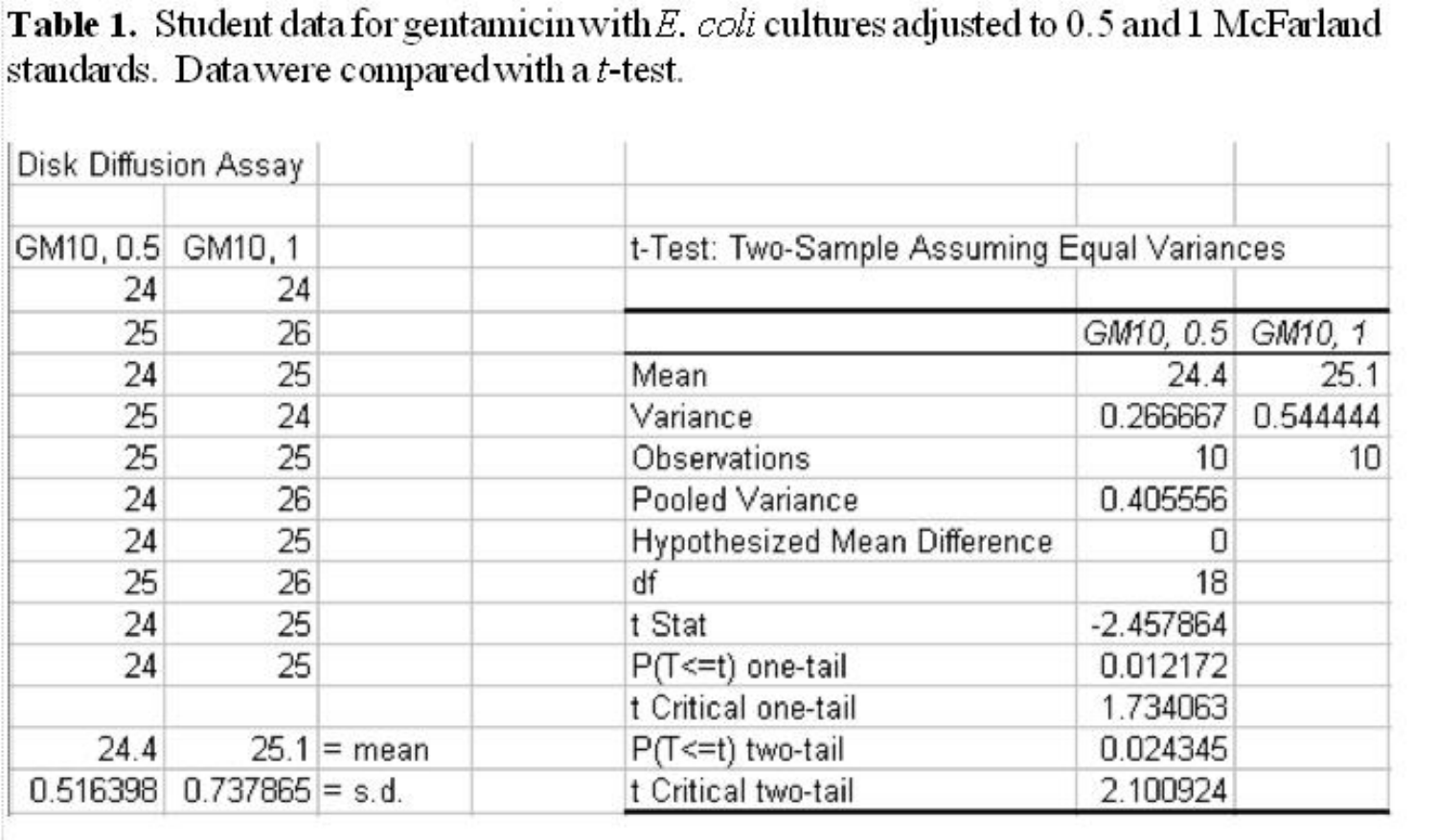**Table 1.** Student data for gentamicin with *E. coli* cultures adjusted to 0.5 and 1 McFarland standards. Data were compared with a *t*-test.

| Disk Diffusion Assay | | |
|---|---|---|
| | | |
| GM10, 0.5 | GM10, 1 | |
| 24 | 24 | |
| 25 | 26 | |
| 24 | 25 | |
| 25 | 24 | |
| 25 | 25 | |
| 24 | 26 | |
| 24 | 25 | |
| 25 | 26 | |
| 24 | 25 | |
| 24 | 25 | |
| | | |
| 24.4 | 25.1 | = mean |
| 0.516398 | 0.737865 | = s.d. |

t-Test: Two-Sample Assuming Equal Variances

| | *GM10, 0.5* | *GM10, 1* |
|---|---|---|
| Mean | 24.4 | 25.1 |
| Variance | 0.266667 | 0.544444 |
| Observations | 10 | 10 |
| Pooled Variance | 0.405556 | |
| Hypothesized Mean Difference | 0 | |
| df | 18 | |
| t Stat | -2.457864 | |
| P(T<=t) one-tail | 0.012172 | |
| t Critical one-tail | 1.734063 | |
| P(T<=t) two-tail | 0.024345 | |
| t Critical two-tail | 2.100924 | |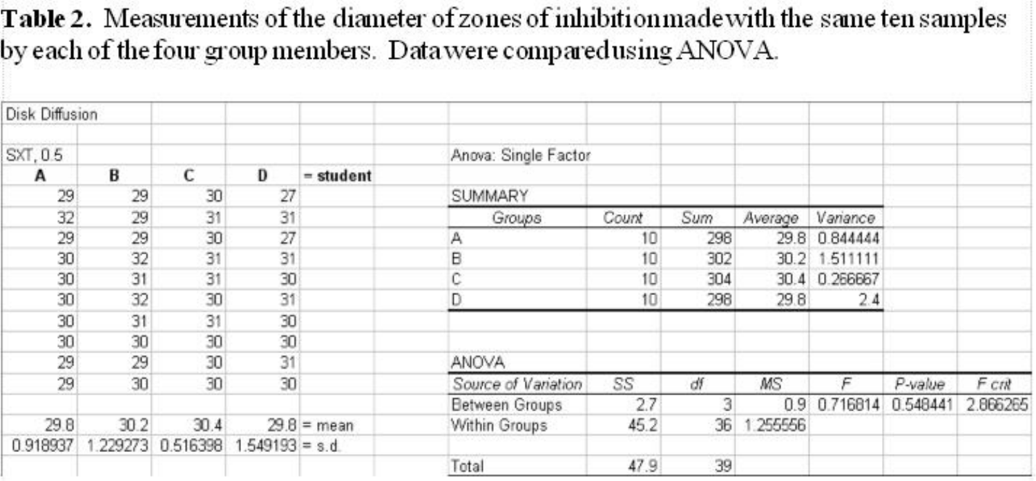**Table 2.** Measurements of the diameter of zones of inhibition made with the same ten samples by each of the four group members. Data were compared using ANOVA.

Disk Diffusion

SXT, 0.5

| A | B | C | D | = student |
|---|---|---|---|---|
| 29 | 29 | 30 | 27 | |
| 32 | 29 | 31 | 31 | |
| 29 | 29 | 30 | 27 | |
| 30 | 32 | 31 | 31 | |
| 30 | 31 | 31 | 30 | |
| 30 | 32 | 30 | 31 | |
| 30 | 31 | 31 | 30 | |
| 30 | 30 | 30 | 30 | |
| 29 | 29 | 30 | 31 | |
| 29 | 30 | 30 | 30 | |
| | | | | |
| 29.8 | 30.2 | 30.4 | 29.8 | = mean |
| 0.918937 | 1.229273 | 0.516398 | 1.549193 | = s.d. |

Anova: Single Factor

SUMMARY

| Groups | Count | Sum | Average | Variance |
|---|---|---|---|---|
| A | 10 | 298 | 29.8 | 0.844444 |
| B | 10 | 302 | 30.2 | 1.511111 |
| C | 10 | 304 | 30.4 | 0.266667 |
| D | 10 | 298 | 29.8 | 2.4 |

ANOVA

| Source of Variation | SS | df | MS | F | P-value | F crit |
|---|---|---|---|---|---|---|
| Between Groups | 2.7 | 3 | 0.9 | 0.716814 | 0.548441 | 2.866265 |
| Within Groups | 45.2 | 36 | 1.255556 | | | |
| | | | | | | |
| Total | 47.9 | 39 | | | | |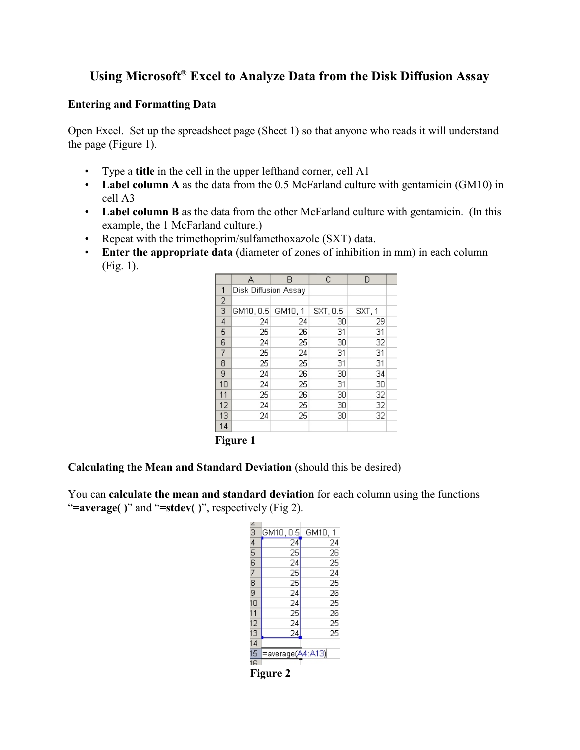# Using Microsoft® Excel to Analyze Data from the Disk Diffusion Assay

## Entering and Formatting Data

Open Excel. Set up the spreadsheet page (Sheet 1) so that anyone who reads it will understand the page (Figure 1).

- Type a **title** in the cell in the upper lefthand corner, cell A1
- **Label column A** as the data from the 0.5 McFarland culture with gentamicin (GM10) in cell A3
- **Label column B** as the data from the other McFarland culture with gentamicin. (In this example, the 1 McFarland culture.)
- Repeat with the trimethoprim/sulfamethoxazole (SXT) data.
- **Enter the appropriate data** (diameter of zones of inhibition in mm) in each column (Fig. 1).

| | A | B | C | D |
|---|---|---|---|---|
| 1 | Disk Diffusion Assay | | | |
| 2 | | | | |
| 3 | GM10, 0.5 | GM10, 1 | SXT, 0.5 | SXT, 1 |
| 4 | 24 | 24 | 30 | 29 |
| 5 | 25 | 26 | 31 | 31 |
| 6 | 24 | 25 | 30 | 32 |
| 7 | 25 | 24 | 31 | 31 |
| 8 | 25 | 25 | 31 | 31 |
| 9 | 24 | 26 | 30 | 34 |
| 10 | 24 | 25 | 31 | 30 |
| 11 | 25 | 26 | 30 | 32 |
| 12 | 24 | 25 | 30 | 32 |
| 13 | 24 | 25 | 30 | 32 |
| 14 | | | | |

**Figure 1**

**Calculating the Mean and Standard Deviation** (should this be desired)

You can **calculate the mean and standard deviation** for each column using the functions "**=average( )**" and "**=stdev( )**", respectively (Fig 2).

| | | |
|---|---|---|
| 3 | GM10, 0.5 | GM10, 1 |
| 4 | 24 | 24 |
| 5 | 25 | 26 |
| 6 | 24 | 25 |
| 7 | 25 | 24 |
| 8 | 25 | 25 |
| 9 | 24 | 26 |
| 10 | 24 | 25 |
| 11 | 25 | 26 |
| 12 | 24 | 25 |
| 13 | 24 | 25 |
| 14 | | |
| 15 | =average(A4:A13) | |
| 16 | | |

**Figure 2**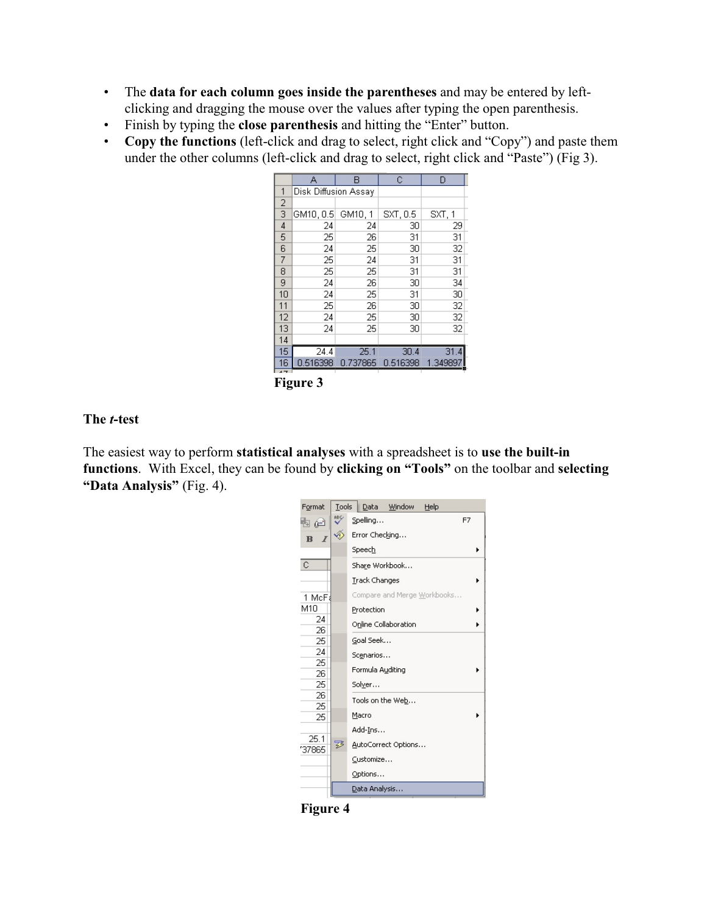- The **data for each column goes inside the parentheses** and may be entered by left-clicking and dragging the mouse over the values after typing the open parenthesis.
- Finish by typing the **close parenthesis** and hitting the "Enter" button.
- **Copy the functions** (left-click and drag to select, right click and "Copy") and paste them under the other columns (left-click and drag to select, right click and "Paste") (Fig 3).

| | A | B | C | D |
|---|---|---|---|---|
| 1 | Disk Diffusion Assay | | | |
| 2 | | | | |
| 3 | GM10, 0.5 | GM10, 1 | SXT, 0.5 | SXT, 1 |
| 4 | 24 | 24 | 30 | 29 |
| 5 | 25 | 26 | 31 | 31 |
| 6 | 24 | 25 | 30 | 32 |
| 7 | 25 | 24 | 31 | 31 |
| 8 | 25 | 25 | 31 | 31 |
| 9 | 24 | 26 | 30 | 34 |
| 10 | 24 | 25 | 31 | 30 |
| 11 | 25 | 26 | 30 | 32 |
| 12 | 24 | 25 | 30 | 32 |
| 13 | 24 | 25 | 30 | 32 |
| 14 | | | | |
| 15 | 24.4 | 25.1 | 30.4 | 31.4 |
| 16 | 0.516398 | 0.737865 | 0.516398 | 1.349897 |

**Figure 3**

**The *t*-test**

The easiest way to perform **statistical analyses** with a spreadsheet is to **use the built-in functions**. With Excel, they can be found by **clicking on "Tools"** on the toolbar and **selecting "Data Analysis"** (Fig. 4).

**Figure 4**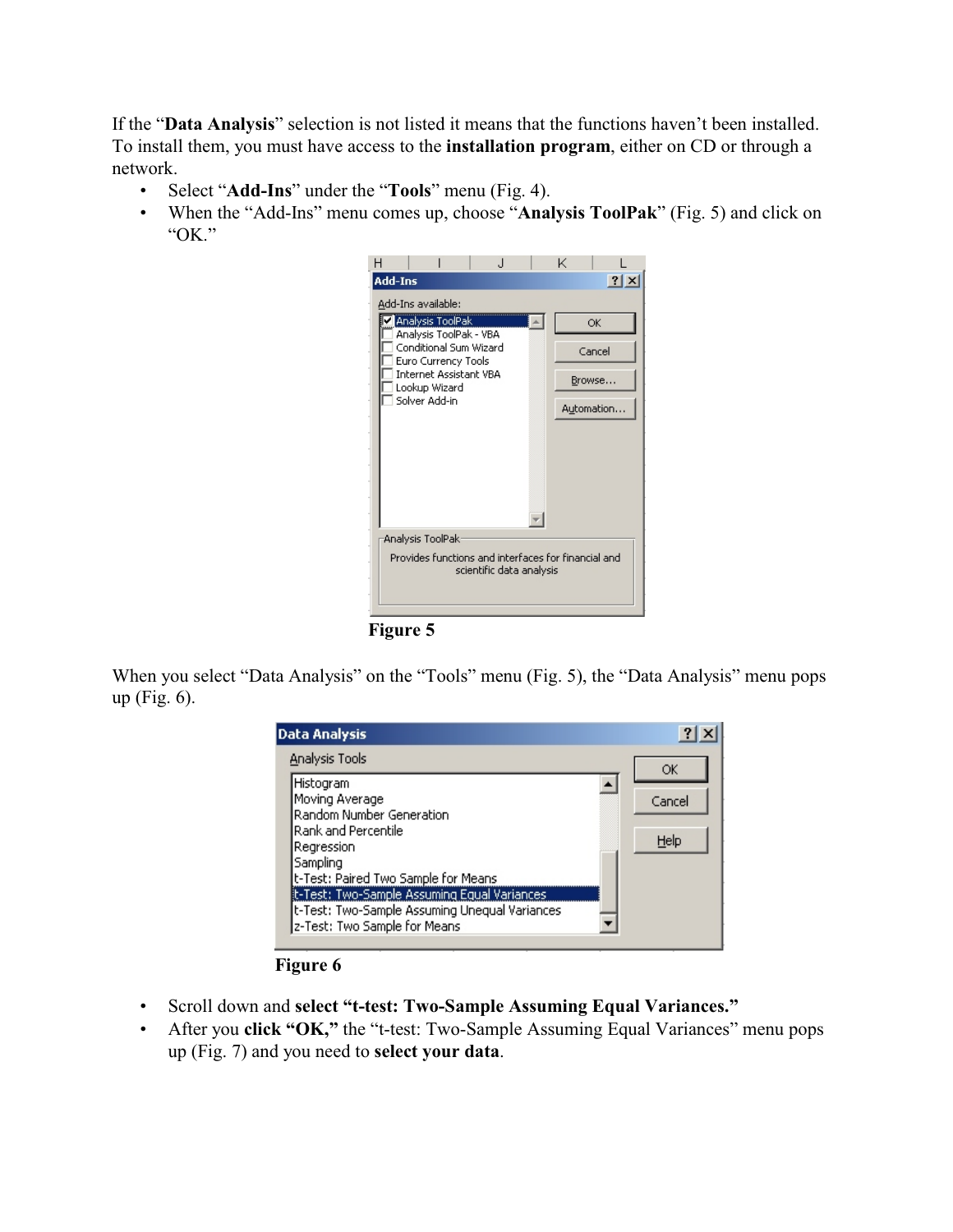If the "**Data Analysis**" selection is not listed it means that the functions haven't been installed. To install them, you must have access to the **installation program**, either on CD or through a network.

- Select "**Add-Ins**" under the "**Tools**" menu (Fig. 4).
- When the "Add-Ins" menu comes up, choose "**Analysis ToolPak**" (Fig. 5) and click on "OK."

**Figure 5**

When you select "Data Analysis" on the "Tools" menu (Fig. 5), the "Data Analysis" menu pops up (Fig. 6).

**Figure 6**

- Scroll down and **select "t-test: Two-Sample Assuming Equal Variances."**
- After you **click "OK,"** the "t-test: Two-Sample Assuming Equal Variances" menu pops up (Fig. 7) and you need to **select your data**.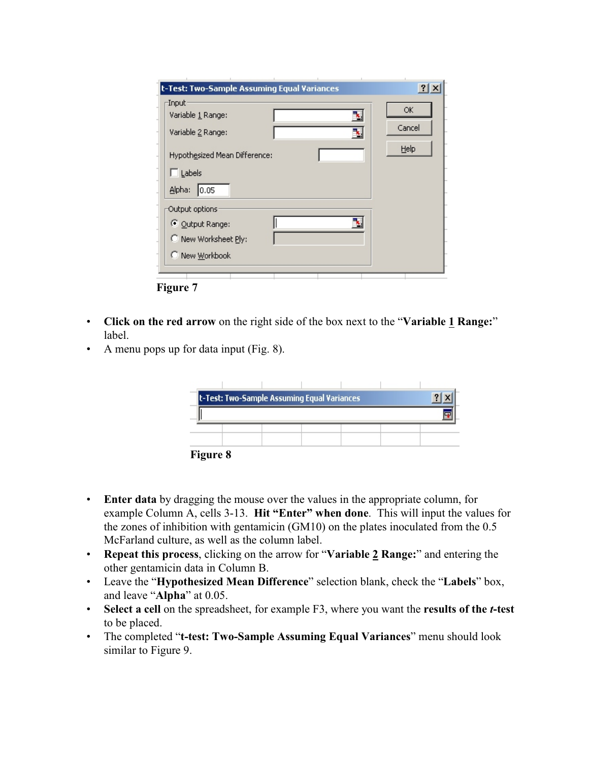Figure 7

- **Click on the red arrow** on the right side of the box next to the "**Variable 1 Range:**" label.
- A menu pops up for data input (Fig. 8).

Figure 8

- **Enter data** by dragging the mouse over the values in the appropriate column, for example Column A, cells 3-13. **Hit "Enter" when done**. This will input the values for the zones of inhibition with gentamicin (GM10) on the plates inoculated from the 0.5 McFarland culture, as well as the column label.
- **Repeat this process**, clicking on the arrow for "**Variable 2 Range:**" and entering the other gentamicin data in Column B.
- Leave the "**Hypothesized Mean Difference**" selection blank, check the "**Labels**" box, and leave "**Alpha**" at 0.05.
- **Select a cell** on the spreadsheet, for example F3, where you want the **results of the *t*-test** to be placed.
- The completed "**t-test: Two-Sample Assuming Equal Variances**" menu should look similar to Figure 9.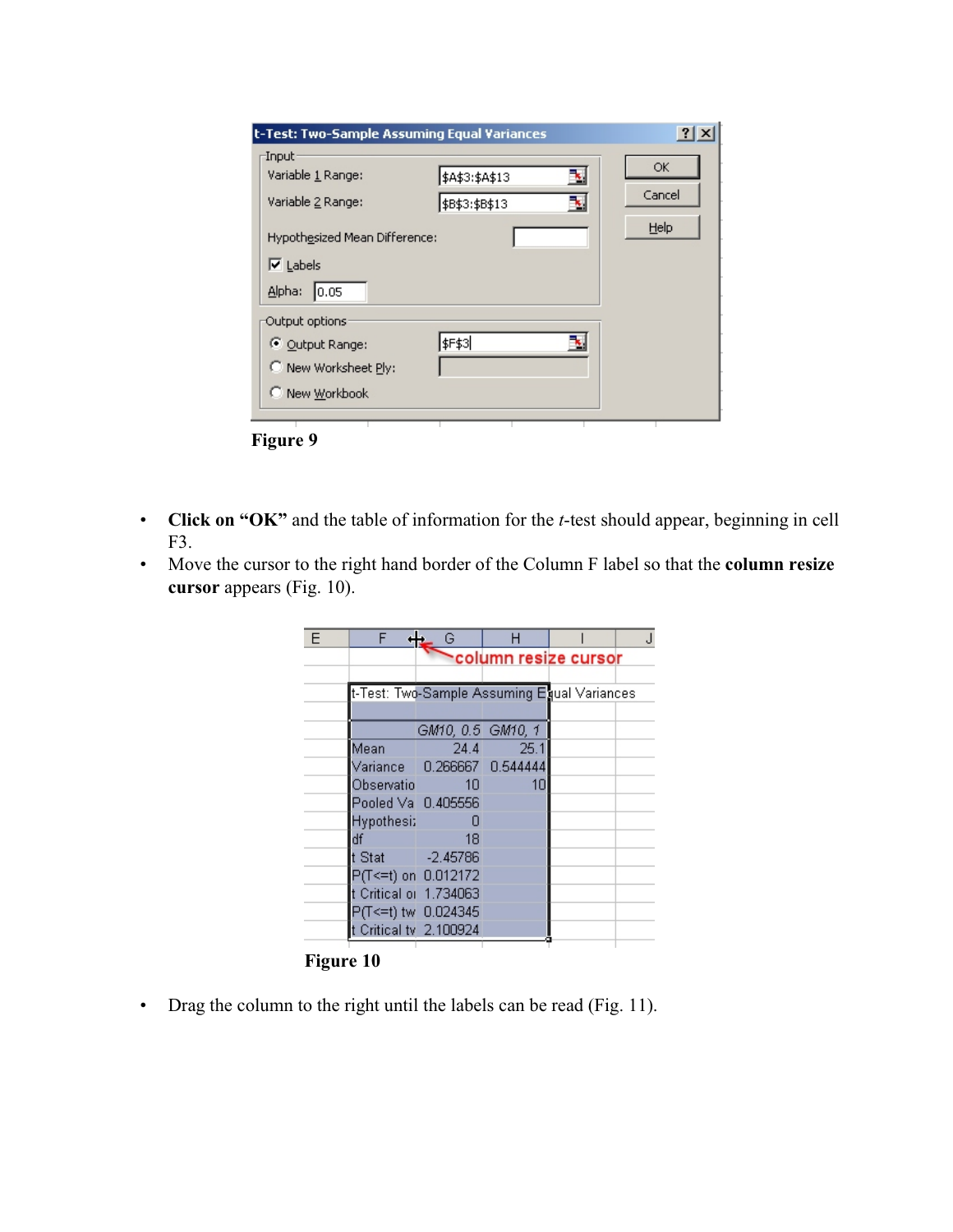Figure 9

- **Click on "OK"** and the table of information for the *t*-test should appear, beginning in cell F3.
- Move the cursor to the right hand border of the Column F label so that the **column resize cursor** appears (Fig. 10).

Figure 10

- Drag the column to the right until the labels can be read (Fig. 11).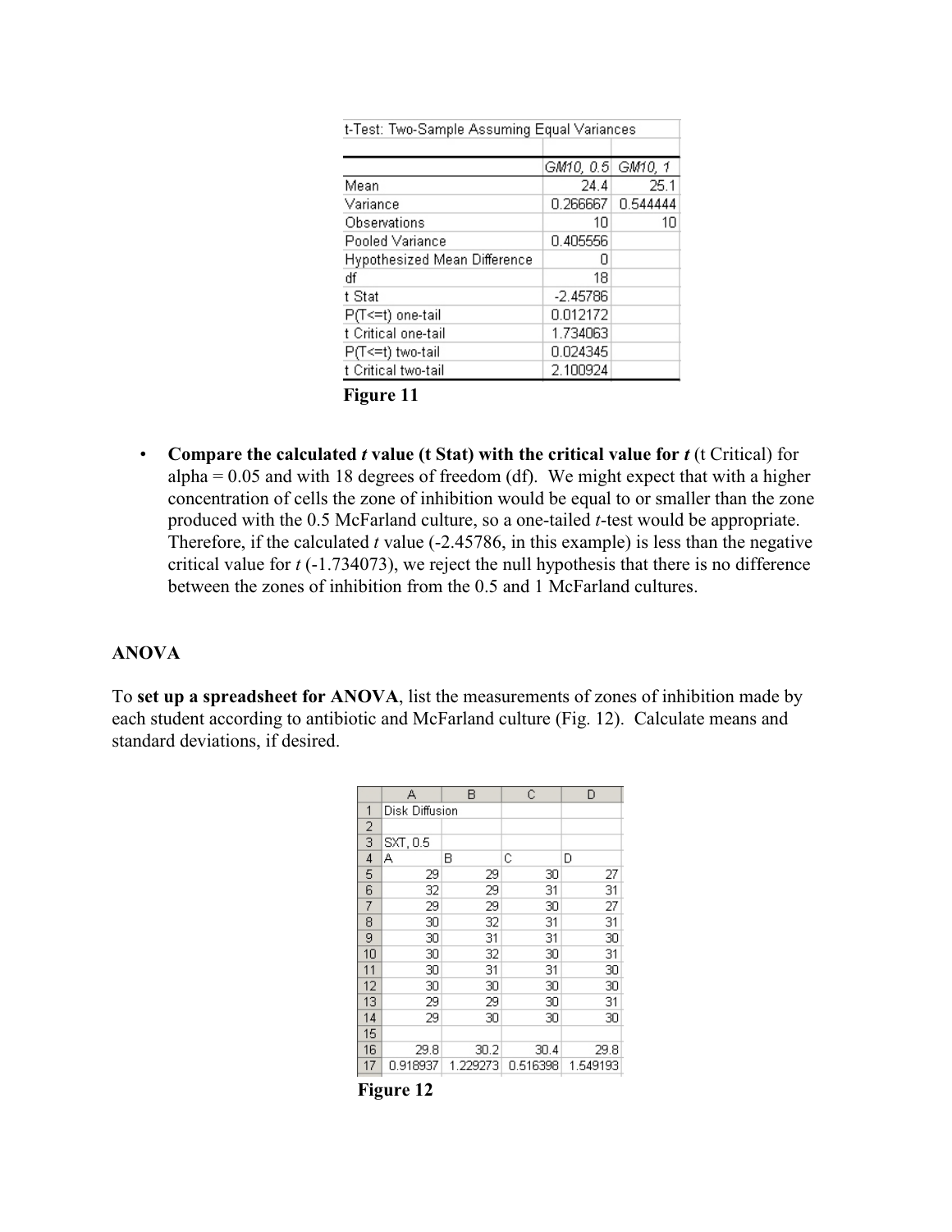| t-Test: Two-Sample Assuming Equal Variances | | |
|---|---|---|
| | GM10, 0.5 | GM10, 1 |
| Mean | 24.4 | 25.1 |
| Variance | 0.266667 | 0.544444 |
| Observations | 10 | 10 |
| Pooled Variance | 0.405556 | |
| Hypothesized Mean Difference | 0 | |
| df | 18 | |
| t Stat | -2.45786 | |
| P(T<=t) one-tail | 0.012172 | |
| t Critical one-tail | 1.734063 | |
| P(T<=t) two-tail | 0.024345 | |
| t Critical two-tail | 2.100924 | |

**Figure 11**

- **Compare the calculated *t* value (t Stat) with the critical value for *t*** (t Critical) for alpha = 0.05 and with 18 degrees of freedom (df). We might expect that with a higher concentration of cells the zone of inhibition would be equal to or smaller than the zone produced with the 0.5 McFarland culture, so a one-tailed *t*-test would be appropriate. Therefore, if the calculated *t* value (-2.45786, in this example) is less than the negative critical value for *t* (-1.734073), we reject the null hypothesis that there is no difference between the zones of inhibition from the 0.5 and 1 McFarland cultures.

**ANOVA**

To **set up a spreadsheet for ANOVA**, list the measurements of zones of inhibition made by each student according to antibiotic and McFarland culture (Fig. 12). Calculate means and standard deviations, if desired.

| | A | B | C | D |
|---|---|---|---|---|
| 1 | Disk Diffusion | | | |
| 2 | | | | |
| 3 | SXT, 0.5 | | | |
| 4 | A | B | C | D |
| 5 | 29 | 29 | 30 | 27 |
| 6 | 32 | 29 | 31 | 31 |
| 7 | 29 | 29 | 30 | 27 |
| 8 | 30 | 32 | 31 | 31 |
| 9 | 30 | 31 | 31 | 30 |
| 10 | 30 | 32 | 30 | 31 |
| 11 | 30 | 31 | 31 | 30 |
| 12 | 30 | 30 | 30 | 30 |
| 13 | 29 | 29 | 30 | 31 |
| 14 | 29 | 30 | 30 | 30 |
| 15 | | | | |
| 16 | 29.8 | 30.2 | 30.4 | 29.8 |
| 17 | 0.918937 | 1.229273 | 0.516398 | 1.549193 |

**Figure 12**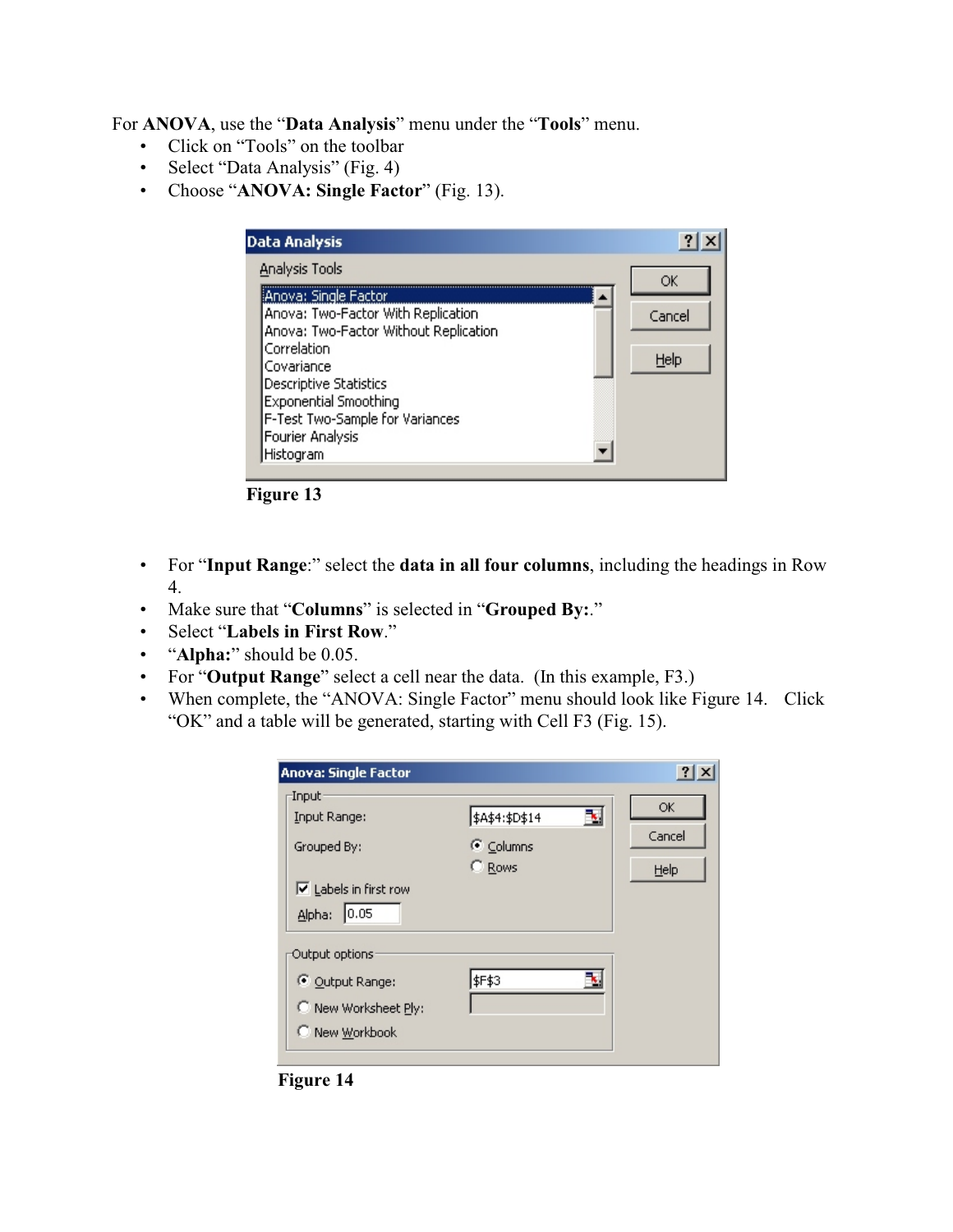For **ANOVA**, use the "**Data Analysis**" menu under the "**Tools**" menu.

- Click on "Tools" on the toolbar
- Select "Data Analysis" (Fig. 4)
- Choose "**ANOVA: Single Factor**" (Fig. 13).

**Figure 13**

- For "**Input Range**:" select the **data in all four columns**, including the headings in Row 4.
- Make sure that "**Columns**" is selected in "**Grouped By:**."
- Select "**Labels in First Row**."
- "**Alpha:**" should be 0.05.
- For "**Output Range**" select a cell near the data. (In this example, F3.)
- When complete, the "ANOVA: Single Factor" menu should look like Figure 14. Click "OK" and a table will be generated, starting with Cell F3 (Fig. 15).

**Figure 14**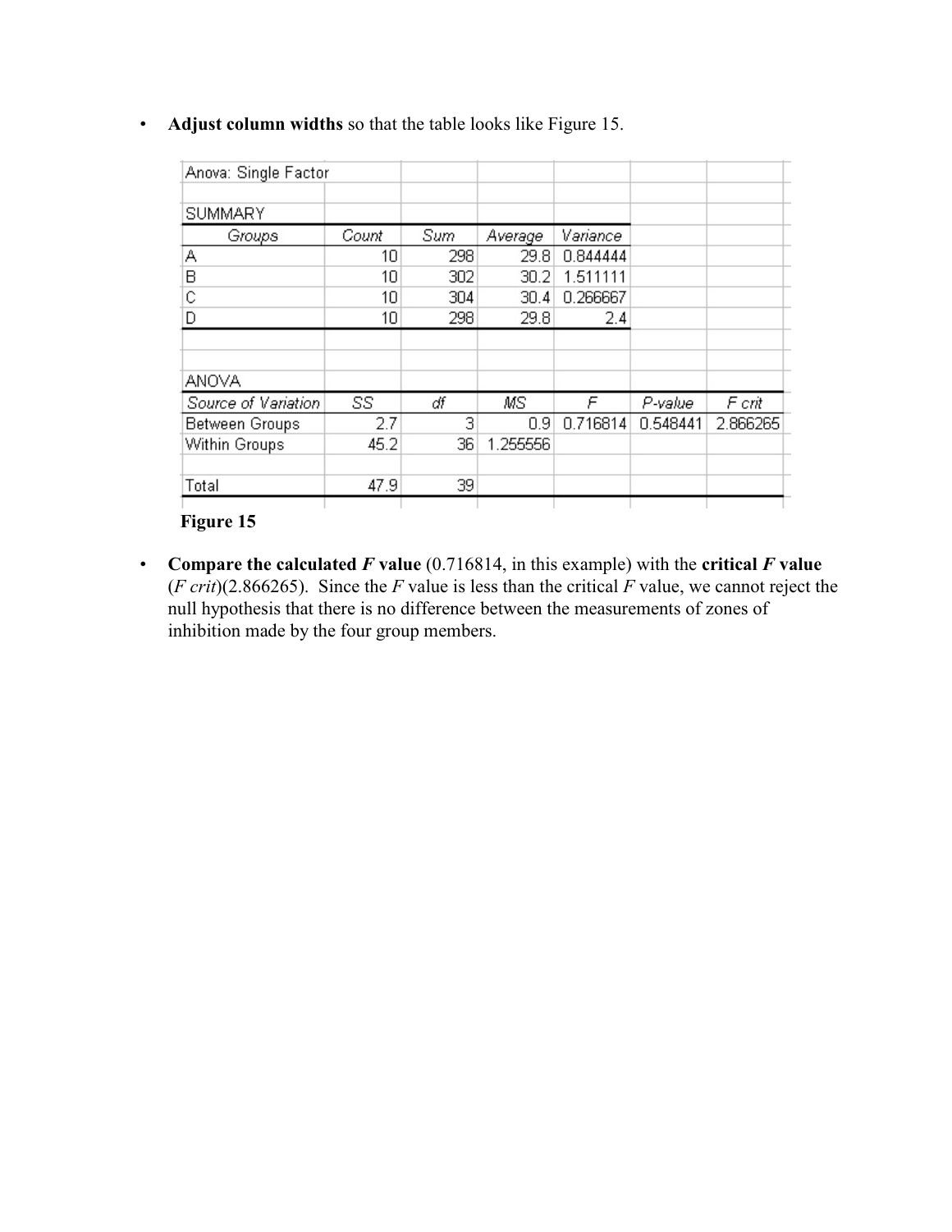- **Adjust column widths** so that the table looks like Figure 15.

| | | | | | | |
|---|---|---|---|---|---|---|
| Anova: Single Factor | | | | | | |
| | | | | | | |
| SUMMARY | | | | | | |
| *Groups* | *Count* | *Sum* | *Average* | *Variance* | | |
| A | 10 | 298 | 29.8 | 0.844444 | | |
| B | 10 | 302 | 30.2 | 1.511111 | | |
| C | 10 | 304 | 30.4 | 0.266667 | | |
| D | 10 | 298 | 29.8 | 2.4 | | |
| | | | | | | |
| | | | | | | |
| ANOVA | | | | | | |
| *Source of Variation* | *SS* | *df* | *MS* | *F* | *P-value* | *F crit* |
| Between Groups | 2.7 | 3 | 0.9 | 0.716814 | 0.548441 | 2.866265 |
| Within Groups | 45.2 | 36 | 1.255556 | | | |
| | | | | | | |
| Total | 47.9 | 39 | | | | |

**Figure 15**

- **Compare the calculated *F* value** (0.716814, in this example) with the **critical *F* value** (*F crit*)(2.866265). Since the *F* value is less than the critical *F* value, we cannot reject the null hypothesis that there is no difference between the measurements of zones of inhibition made by the four group members.